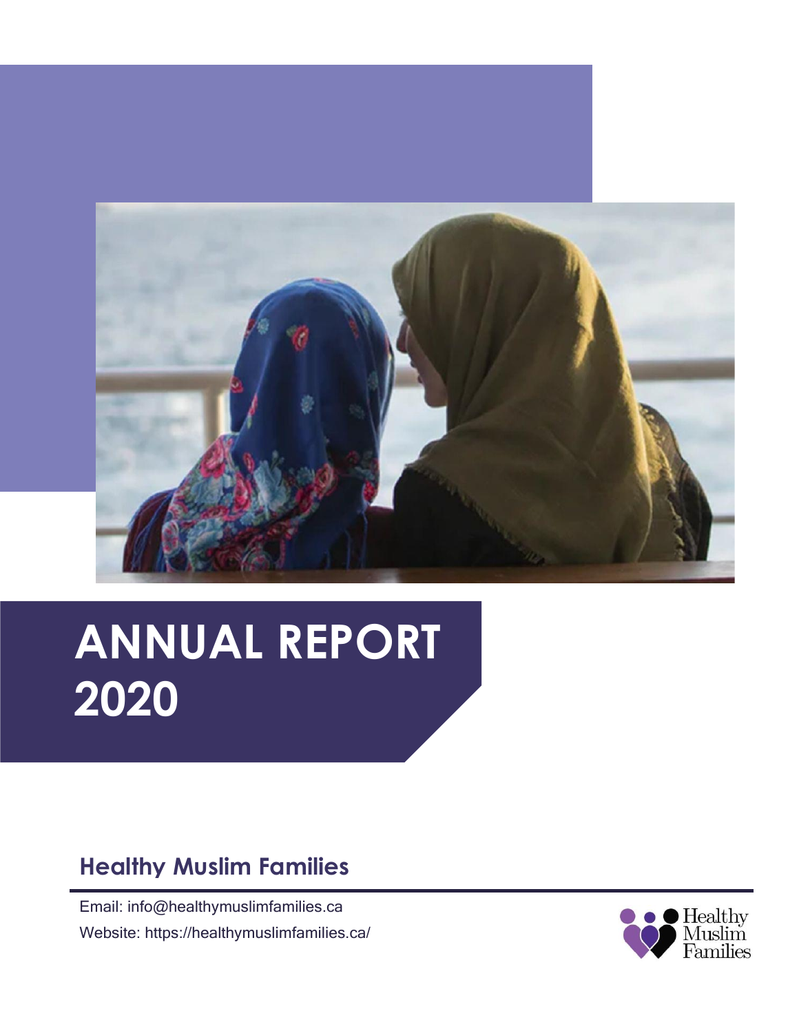# ANNUAL REPORT 2020

## Healthy Muslim Families

Email: info@healthymuslimfamilies.ca

Website: https://healthymuslimfamilies.ca/

Healthy Muslim Families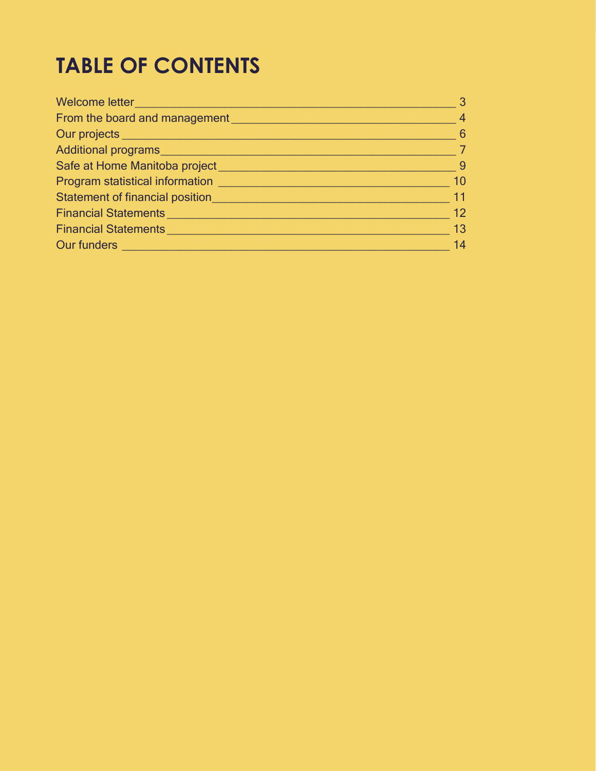# TABLE OF CONTENTS

| | |
|---|---|
| Welcome letter | 3 |
| From the board and management | 4 |
| Our projects | 6 |
| Additional programs | 7 |
| Safe at Home Manitoba project | 9 |
| Program statistical information | 10 |
| Statement of financial position | 11 |
| Financial Statements | 12 |
| Financial Statements | 13 |
| Our funders | 14 |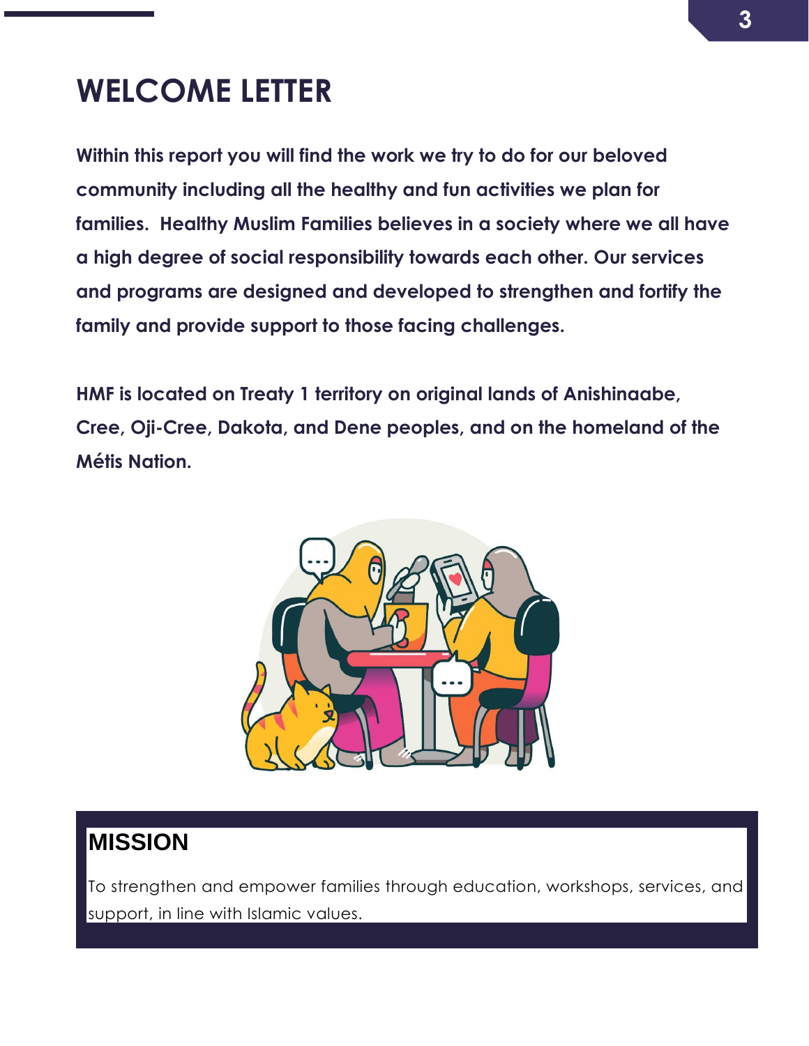# WELCOME LETTER

**Within this report you will find the work we try to do for our beloved community including all the healthy and fun activities we plan for families. Healthy Muslim Families believes in a society where we all have a high degree of social responsibility towards each other. Our services and programs are designed and developed to strengthen and fortify the family and provide support to those facing challenges.**

**HMF is located on Treaty 1 territory on original lands of Anishinaabe, Cree, Oji-Cree, Dakota, and Dene peoples, and on the homeland of the Métis Nation.**

## MISSION

To strengthen and empower families through education, workshops, services, and support, in line with Islamic values.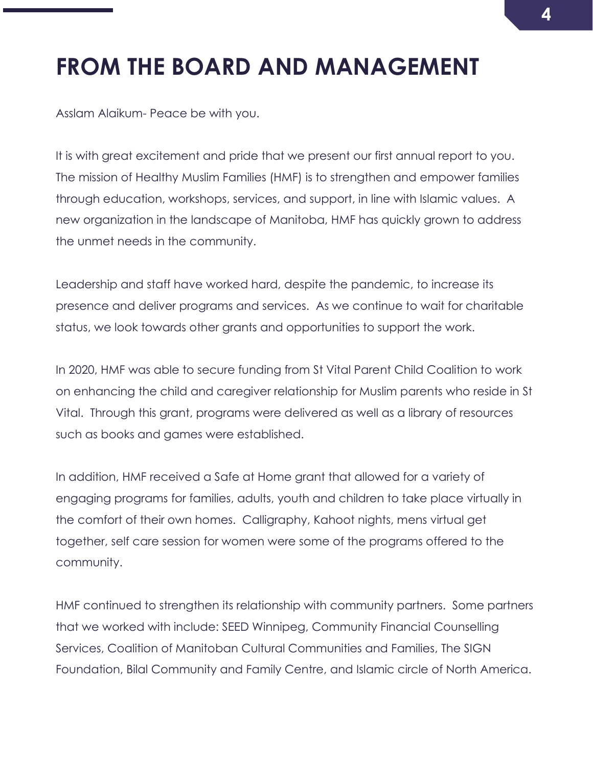# FROM THE BOARD AND MANAGEMENT

Asslam Alaikum- Peace be with you.

It is with great excitement and pride that we present our first annual report to you. The mission of Healthy Muslim Families (HMF) is to strengthen and empower families through education, workshops, services, and support, in line with Islamic values. A new organization in the landscape of Manitoba, HMF has quickly grown to address the unmet needs in the community.

Leadership and staff have worked hard, despite the pandemic, to increase its presence and deliver programs and services. As we continue to wait for charitable status, we look towards other grants and opportunities to support the work.

In 2020, HMF was able to secure funding from St Vital Parent Child Coalition to work on enhancing the child and caregiver relationship for Muslim parents who reside in St Vital. Through this grant, programs were delivered as well as a library of resources such as books and games were established.

In addition, HMF received a Safe at Home grant that allowed for a variety of engaging programs for families, adults, youth and children to take place virtually in the comfort of their own homes. Calligraphy, Kahoot nights, mens virtual get together, self care session for women were some of the programs offered to the community.

HMF continued to strengthen its relationship with community partners. Some partners that we worked with include: SEED Winnipeg, Community Financial Counselling Services, Coalition of Manitoban Cultural Communities and Families, The SIGN Foundation, Bilal Community and Family Centre, and Islamic circle of North America.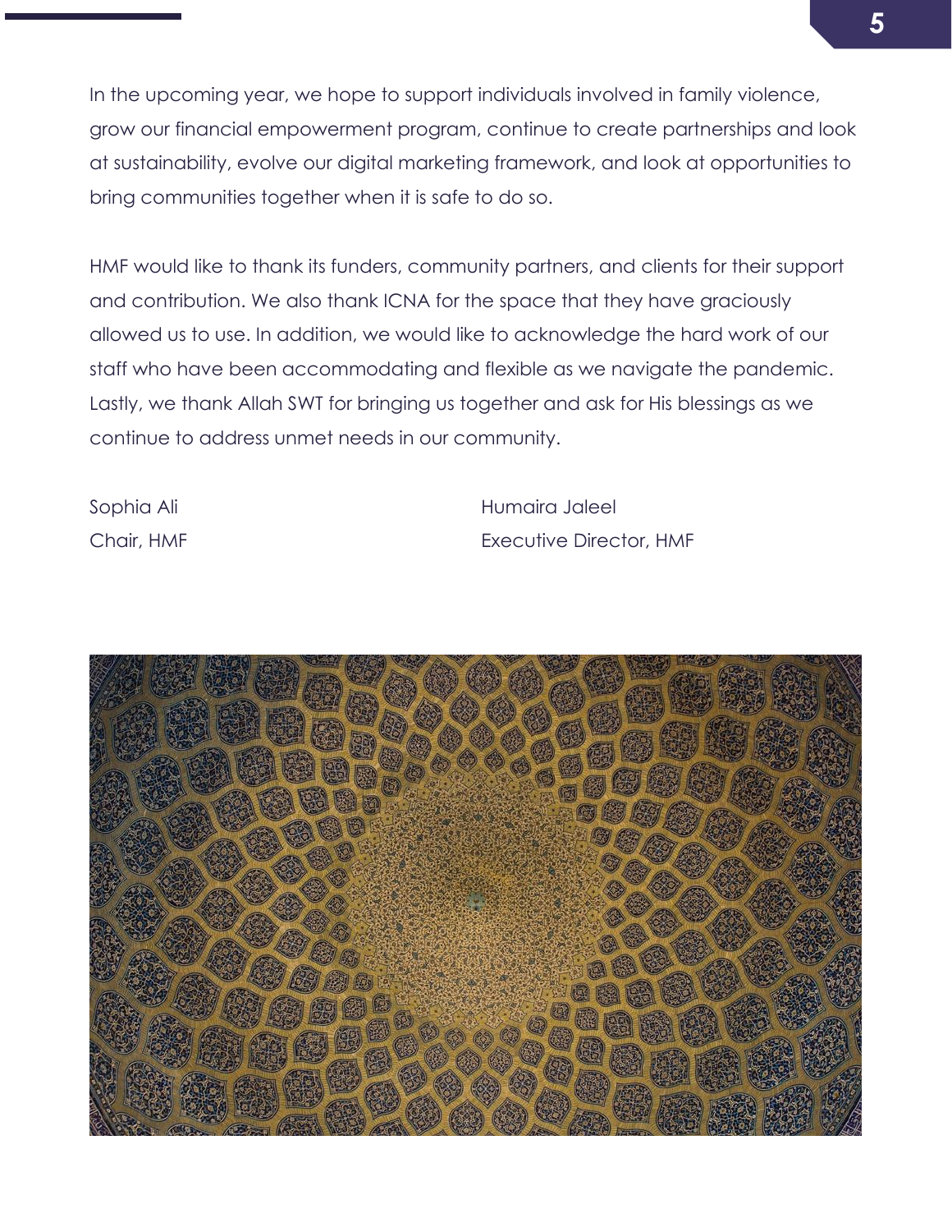In the upcoming year, we hope to support individuals involved in family violence, grow our financial empowerment program, continue to create partnerships and look at sustainability, evolve our digital marketing framework, and look at opportunities to bring communities together when it is safe to do so.

HMF would like to thank its funders, community partners, and clients for their support and contribution. We also thank ICNA for the space that they have graciously allowed us to use. In addition, we would like to acknowledge the hard work of our staff who have been accommodating and flexible as we navigate the pandemic. Lastly, we thank Allah SWT for bringing us together and ask for His blessings as we continue to address unmet needs in our community.

Sophia Ali
Chair, HMF

Humaira Jaleel
Executive Director, HMF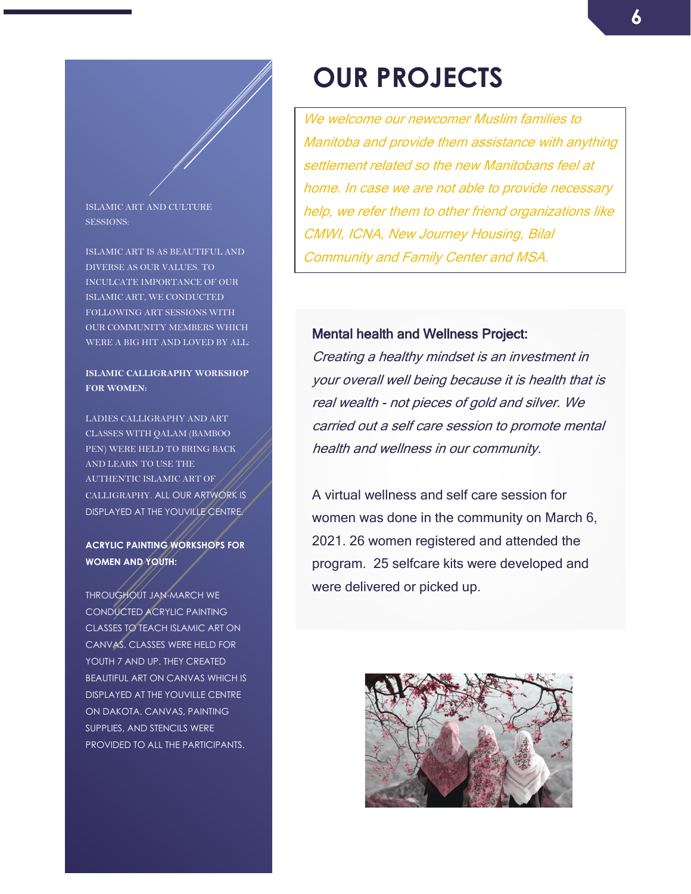# OUR PROJECTS

*We welcome our newcomer Muslim families to Manitoba and provide them assistance with anything settlement related so the new Manitobans feel at home. In case we are not able to provide necessary help, we refer them to other friend organizations like CMWI, ICNA, New Journey Housing, Bilal Community and Family Center and MSA.*

ISLAMIC ART AND CULTURE SESSIONS:

ISLAMIC ART IS AS BEAUTIFUL AND DIVERSE AS OUR VALUES. TO INCULCATE IMPORTANCE OF OUR ISLAMIC ART, WE CONDUCTED FOLLOWING ART SESSIONS WITH OUR COMMUNITY MEMBERS WHICH WERE A BIG HIT AND LOVED BY ALL:

**ISLAMIC CALLIGRAPHY WORKSHOP FOR WOMEN:**

LADIES CALLIGRAPHY AND ART CLASSES WITH QALAM (BAMBOO PEN) WERE HELD TO BRING BACK AND LEARN TO USE THE AUTHENTIC ISLAMIC ART OF CALLIGRAPHY. ALL OUR ARTWORK IS DISPLAYED AT THE YOUVILLE CENTRE.

**ACRYLIC PAINTING WORKSHOPS FOR WOMEN AND YOUTH:**

THROUGHOUT JAN-MARCH WE CONDUCTED ACRYLIC PAINTING CLASSES TO TEACH ISLAMIC ART ON CANVAS. CLASSES WERE HELD FOR YOUTH 7 AND UP. THEY CREATED BEAUTIFUL ART ON CANVAS WHICH IS DISPLAYED AT THE YOUVILLE CENTRE ON DAKOTA. CANVAS, PAINTING SUPPLIES, AND STENCILS WERE PROVIDED TO ALL THE PARTICIPANTS.

## Mental health and Wellness Project:

*Creating a healthy mindset is an investment in your overall well being because it is health that is real wealth - not pieces of gold and silver. We carried out a self care session to promote mental health and wellness in our community.*

A virtual wellness and self care session for women was done in the community on March 6, 2021. 26 women registered and attended the program. 25 selfcare kits were developed and were delivered or picked up.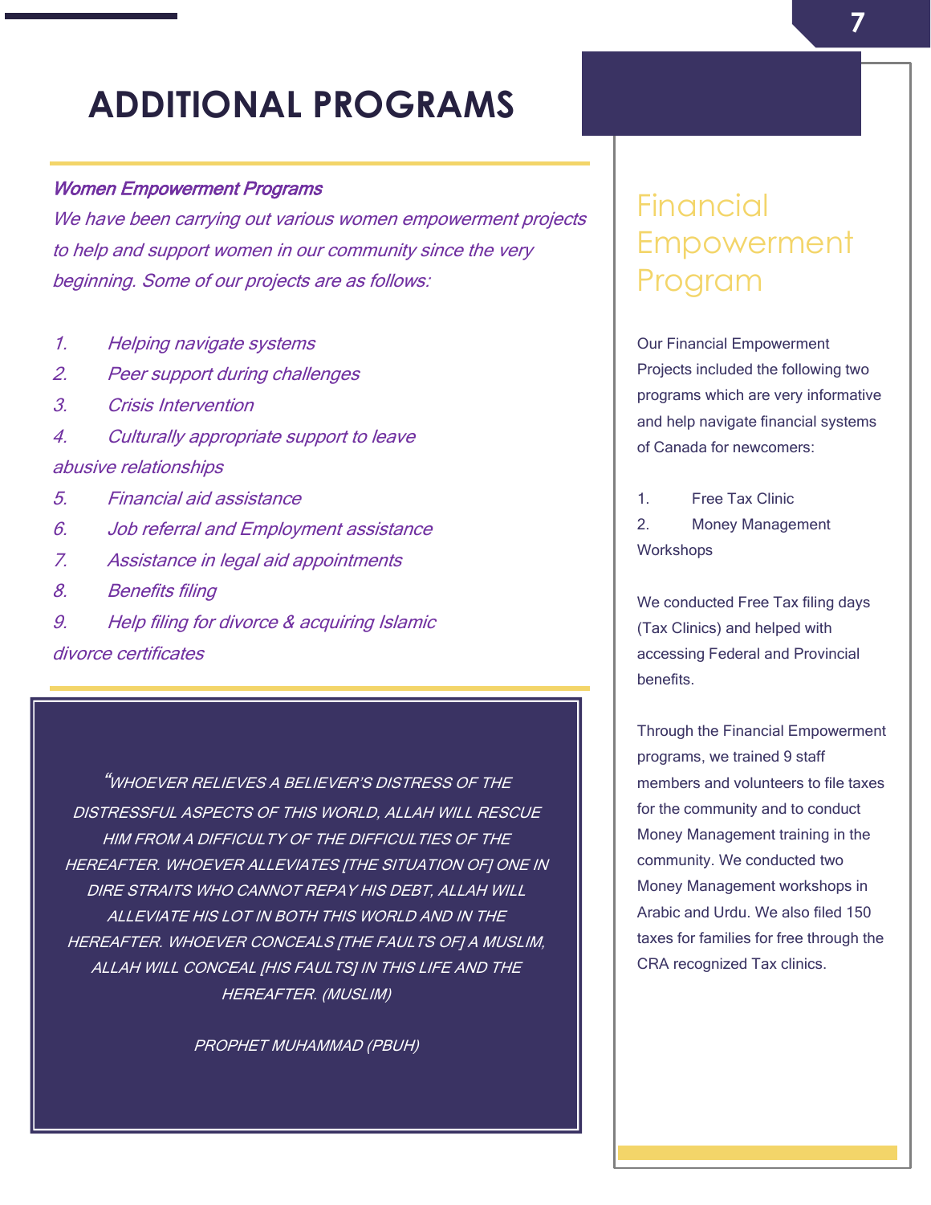# ADDITIONAL PROGRAMS

***Women Empowerment Programs***

*We have been carrying out various women empowerment projects to help and support women in our community since the very beginning. Some of our projects are as follows:*

1. *Helping navigate systems*
2. *Peer support during challenges*
3. *Crisis Intervention*
4. *Culturally appropriate support to leave abusive relationships*
5. *Financial aid assistance*
6. *Job referral and Employment assistance*
7. *Assistance in legal aid appointments*
8. *Benefits filing*
9. *Help filing for divorce & acquiring Islamic divorce certificates*

> *"WHOEVER RELIEVES A BELIEVER'S DISTRESS OF THE DISTRESSFUL ASPECTS OF THIS WORLD, ALLAH WILL RESCUE HIM FROM A DIFFICULTY OF THE DIFFICULTIES OF THE HEREAFTER. WHOEVER ALLEVIATES [THE SITUATION OF] ONE IN DIRE STRAITS WHO CANNOT REPAY HIS DEBT, ALLAH WILL ALLEVIATE HIS LOT IN BOTH THIS WORLD AND IN THE HEREAFTER. WHOEVER CONCEALS [THE FAULTS OF] A MUSLIM, ALLAH WILL CONCEAL [HIS FAULTS] IN THIS LIFE AND THE HEREAFTER. (MUSLIM)*
>
> *PROPHET MUHAMMAD (PBUH)*

## Financial Empowerment Program

Our Financial Empowerment Projects included the following two programs which are very informative and help navigate financial systems of Canada for newcomers:

1. Free Tax Clinic
2. Money Management Workshops

We conducted Free Tax filing days (Tax Clinics) and helped with accessing Federal and Provincial benefits.

Through the Financial Empowerment programs, we trained 9 staff members and volunteers to file taxes for the community and to conduct Money Management training in the community. We conducted two Money Management workshops in Arabic and Urdu. We also filed 150 taxes for families for free through the CRA recognized Tax clinics.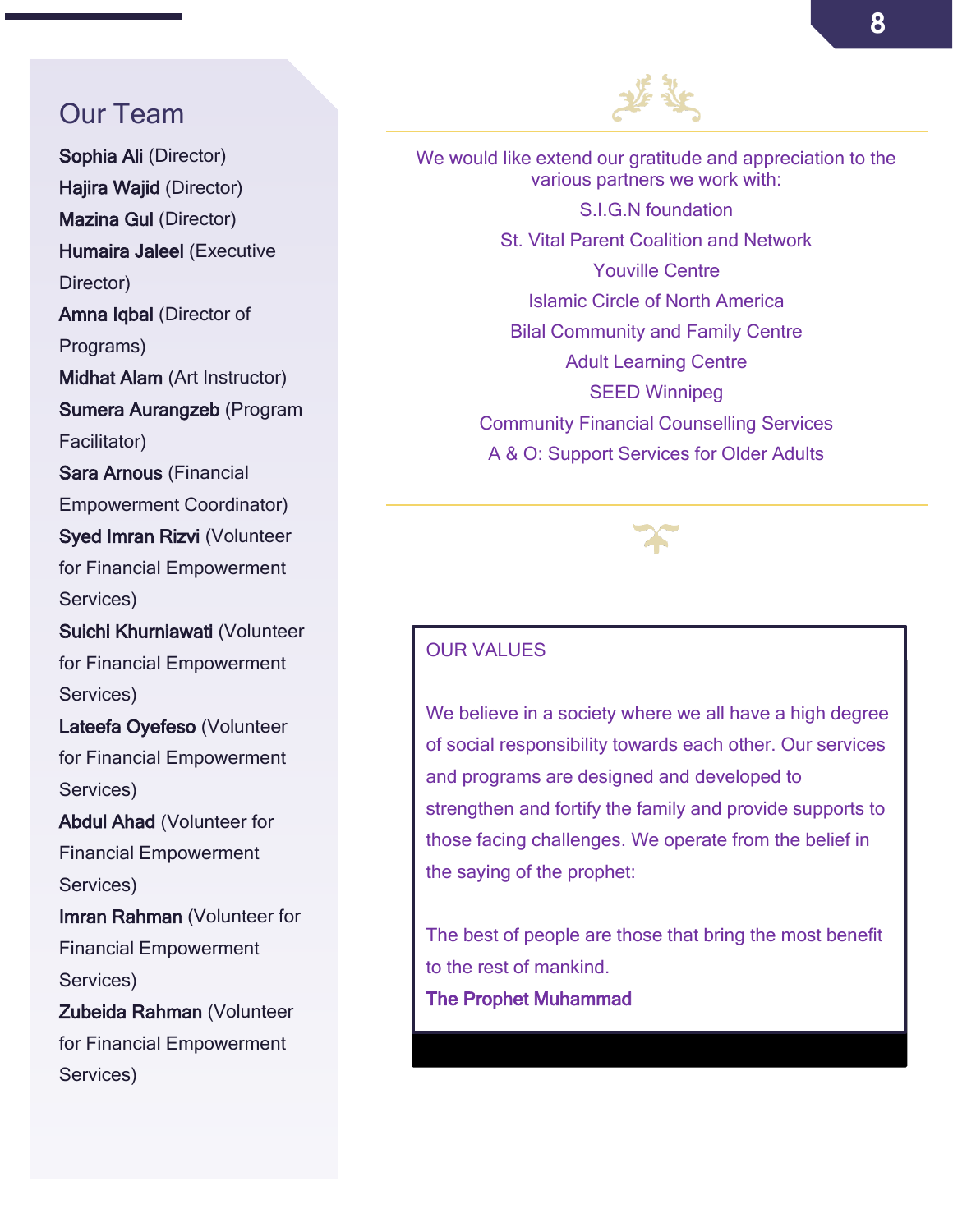## Our Team

**Sophia Ali** (Director)

**Hajira Wajid** (Director)

**Mazina Gul** (Director)

**Humaira Jaleel** (Executive Director)

**Amna Iqbal** (Director of Programs)

**Midhat Alam** (Art Instructor)

**Sumera Aurangzeb** (Program Facilitator)

**Sara Arnous** (Financial Empowerment Coordinator)

**Syed Imran Rizvi** (Volunteer for Financial Empowerment Services)

**Suichi Khurniawati** (Volunteer for Financial Empowerment Services)

**Lateefa Oyefeso** (Volunteer for Financial Empowerment Services)

**Abdul Ahad** (Volunteer for Financial Empowerment Services)

**Imran Rahman** (Volunteer for Financial Empowerment Services)

**Zubeida Rahman** (Volunteer for Financial Empowerment Services)

We would like extend our gratitude and appreciation to the various partners we work with:

S.I.G.N foundation

St. Vital Parent Coalition and Network

Youville Centre

Islamic Circle of North America

Bilal Community and Family Centre

Adult Learning Centre

SEED Winnipeg

Community Financial Counselling Services

A & O: Support Services for Older Adults

OUR VALUES

We believe in a society where we all have a high degree of social responsibility towards each other. Our services and programs are designed and developed to strengthen and fortify the family and provide supports to those facing challenges. We operate from the belief in the saying of the prophet:

The best of people are those that bring the most benefit to the rest of mankind.

**The Prophet Muhammad**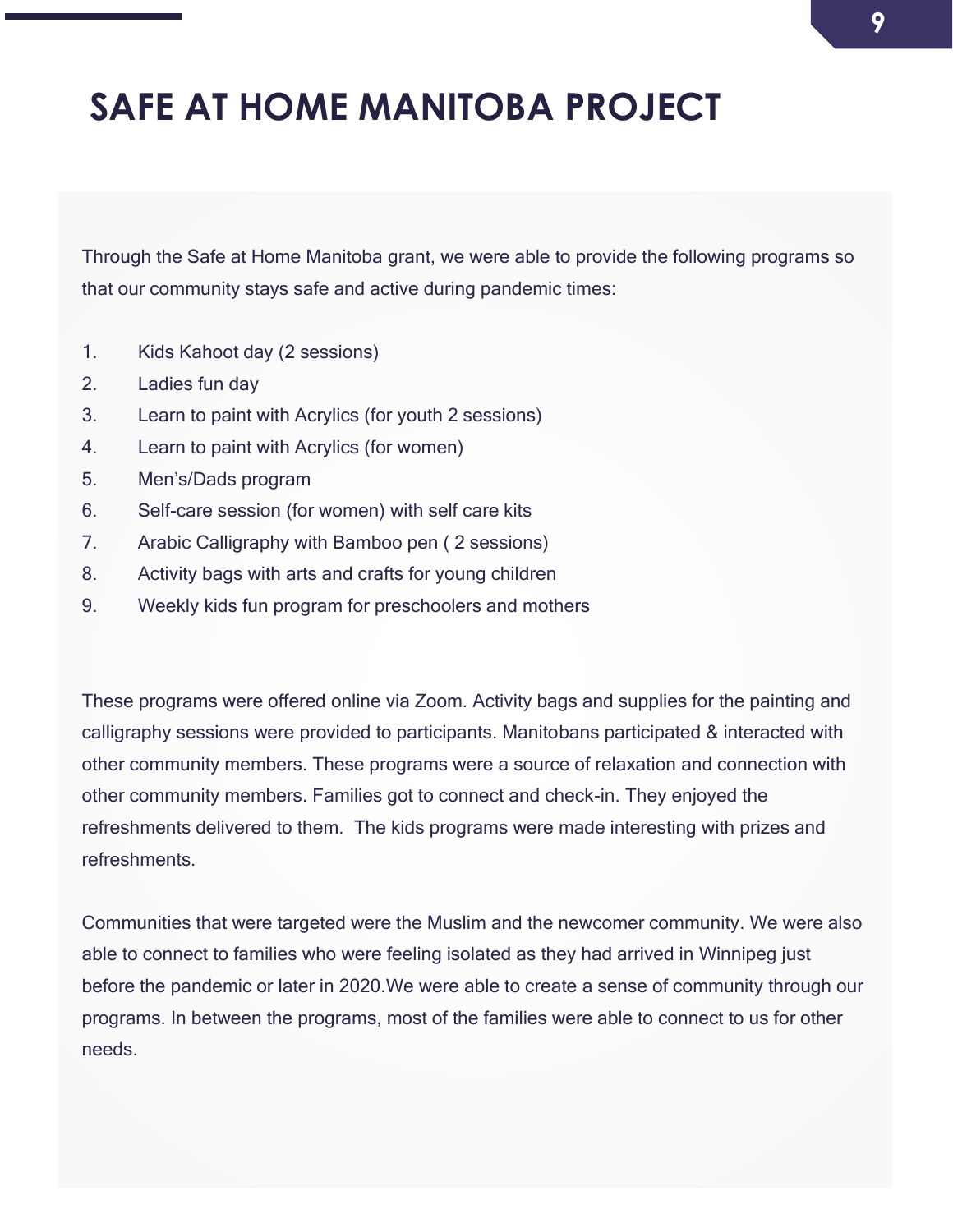# SAFE AT HOME MANITOBA PROJECT

Through the Safe at Home Manitoba grant, we were able to provide the following programs so that our community stays safe and active during pandemic times:

1. Kids Kahoot day (2 sessions)
2. Ladies fun day
3. Learn to paint with Acrylics (for youth 2 sessions)
4. Learn to paint with Acrylics (for women)
5. Men's/Dads program
6. Self-care session (for women) with self care kits
7. Arabic Calligraphy with Bamboo pen ( 2 sessions)
8. Activity bags with arts and crafts for young children
9. Weekly kids fun program for preschoolers and mothers

These programs were offered online via Zoom. Activity bags and supplies for the painting and calligraphy sessions were provided to participants. Manitobans participated & interacted with other community members. These programs were a source of relaxation and connection with other community members. Families got to connect and check-in. They enjoyed the refreshments delivered to them.  The kids programs were made interesting with prizes and refreshments.

Communities that were targeted were the Muslim and the newcomer community. We were also able to connect to families who were feeling isolated as they had arrived in Winnipeg just before the pandemic or later in 2020.We were able to create a sense of community through our programs. In between the programs, most of the families were able to connect to us for other needs.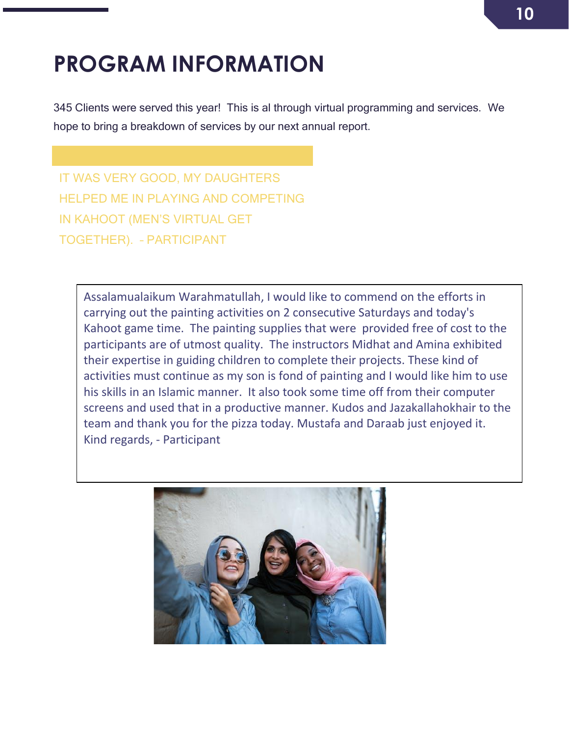# PROGRAM INFORMATION

345 Clients were served this year! This is al through virtual programming and services. We hope to bring a breakdown of services by our next annual report.

IT WAS VERY GOOD, MY DAUGHTERS HELPED ME IN PLAYING AND COMPETING IN KAHOOT (MEN'S VIRTUAL GET TOGETHER). - PARTICIPANT

Assalamualaikum Warahmatullah, I would like to commend on the efforts in carrying out the painting activities on 2 consecutive Saturdays and today's Kahoot game time. The painting supplies that were provided free of cost to the participants are of utmost quality. The instructors Midhat and Amina exhibited their expertise in guiding children to complete their projects. These kind of activities must continue as my son is fond of painting and I would like him to use his skills in an Islamic manner. It also took some time off from their computer screens and used that in a productive manner. Kudos and Jazakallahokhair to the team and thank you for the pizza today. Mustafa and Daraab just enjoyed it. Kind regards, - Participant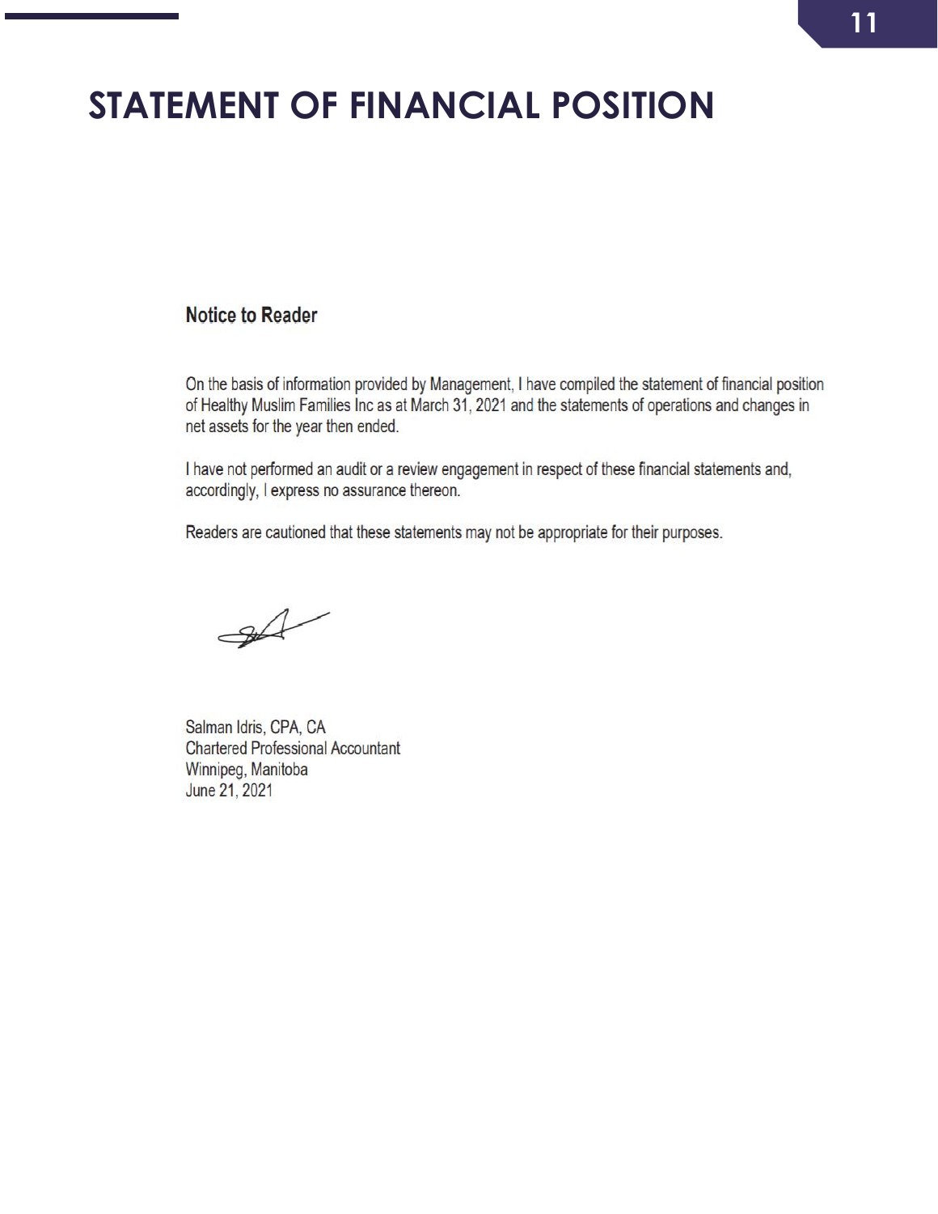# STATEMENT OF FINANCIAL POSITION

## Notice to Reader

On the basis of information provided by Management, I have compiled the statement of financial position of Healthy Muslim Families Inc as at March 31, 2021 and the statements of operations and changes in net assets for the year then ended.

I have not performed an audit or a review engagement in respect of these financial statements and, accordingly, I express no assurance thereon.

Readers are cautioned that these statements may not be appropriate for their purposes.

Salman Idris, CPA, CA
Chartered Professional Accountant
Winnipeg, Manitoba
June 21, 2021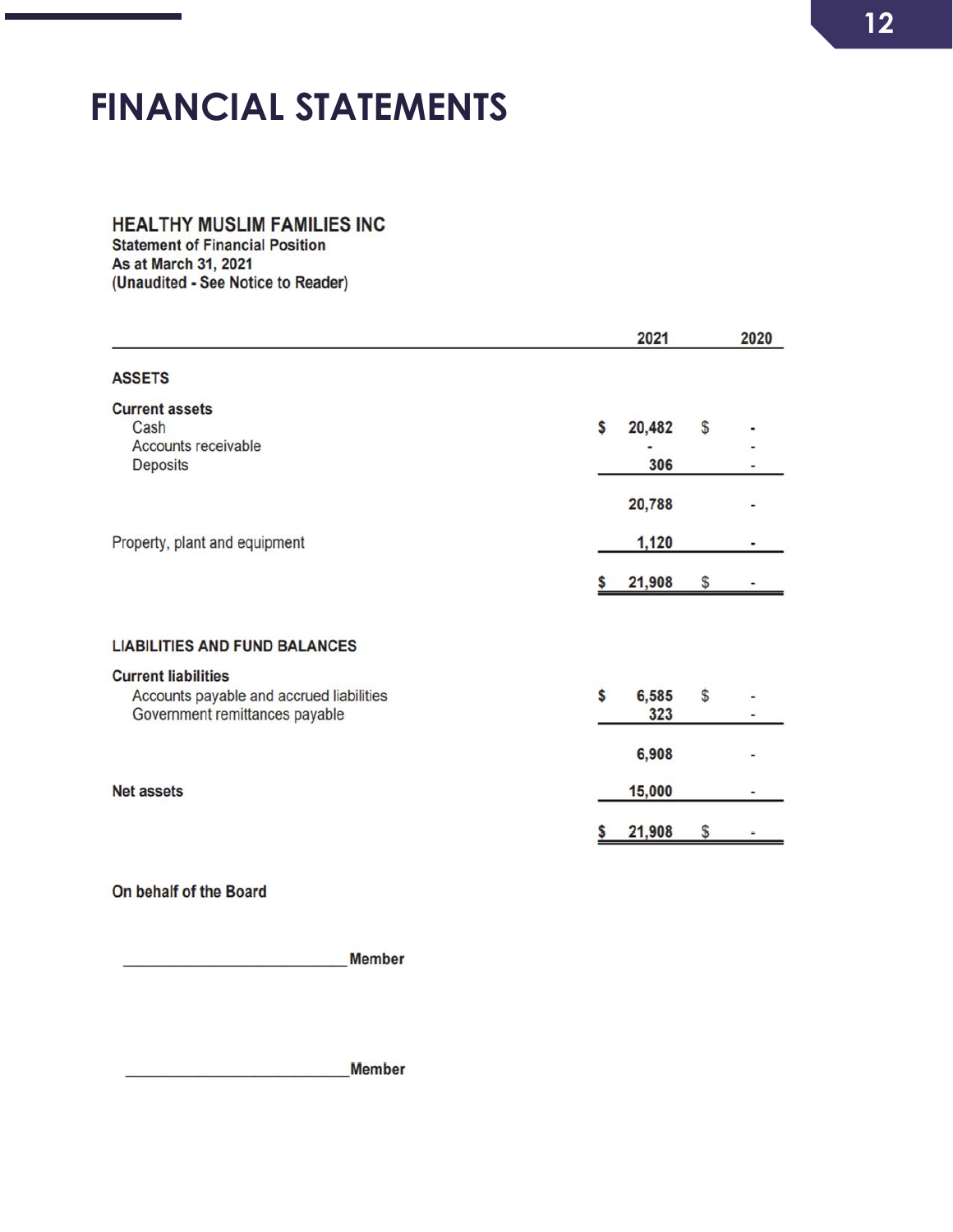# FINANCIAL STATEMENTS

**HEALTHY MUSLIM FAMILIES INC**
**Statement of Financial Position**
**As at March 31, 2021**
**(Unaudited - See Notice to Reader)**

| | 2021 | 2020 |
|---|---|---|
| **ASSETS** | | |
| **Current assets** | | |
| Cash | $ 20,482 | $ - |
| Accounts receivable | - | - |
| Deposits | 306 | - |
| | 20,788 | - |
| Property, plant and equipment | 1,120 | - |
| | $ 21,908 | $ - |
| **LIABILITIES AND FUND BALANCES** | | |
| **Current liabilities** | | |
| Accounts payable and accrued liabilities | $ 6,585 | $ - |
| Government remittances payable | 323 | - |
| | 6,908 | - |
| **Net assets** | 15,000 | - |
| | $ 21,908 | $ - |

**On behalf of the Board**

_________________________ **Member**

_________________________ **Member**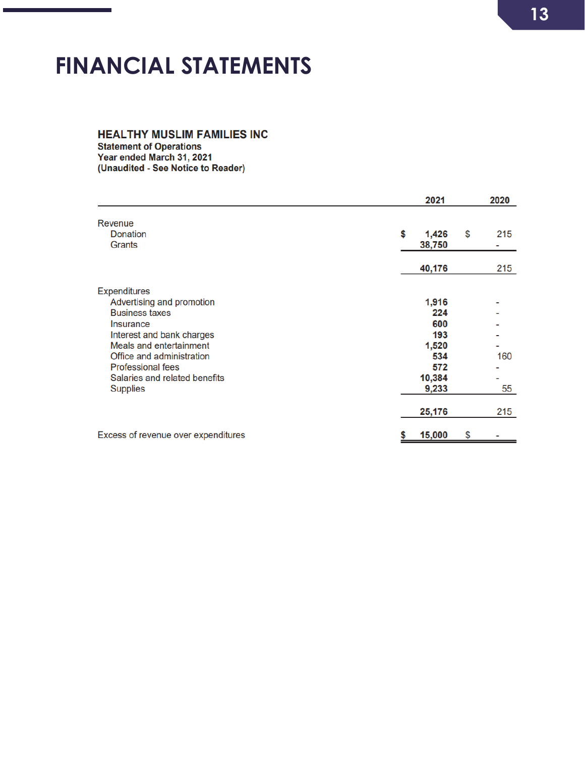# FINANCIAL STATEMENTS

**HEALTHY MUSLIM FAMILIES INC**
**Statement of Operations**
**Year ended March 31, 2021**
**(Unaudited - See Notice to Reader)**

| | 2021 | 2020 |
|---|---|---|
| **Revenue** | | |
| Donation | $ 1,426 | $ 215 |
| Grants | 38,750 | - |
| | 40,176 | 215 |
| **Expenditures** | | |
| Advertising and promotion | 1,916 | - |
| Business taxes | 224 | - |
| Insurance | 600 | - |
| Interest and bank charges | 193 | - |
| Meals and entertainment | 1,520 | - |
| Office and administration | 534 | 160 |
| Professional fees | 572 | - |
| Salaries and related benefits | 10,384 | - |
| Supplies | 9,233 | 55 |
| | 25,176 | 215 |
| Excess of revenue over expenditures | $ 15,000 | $ - |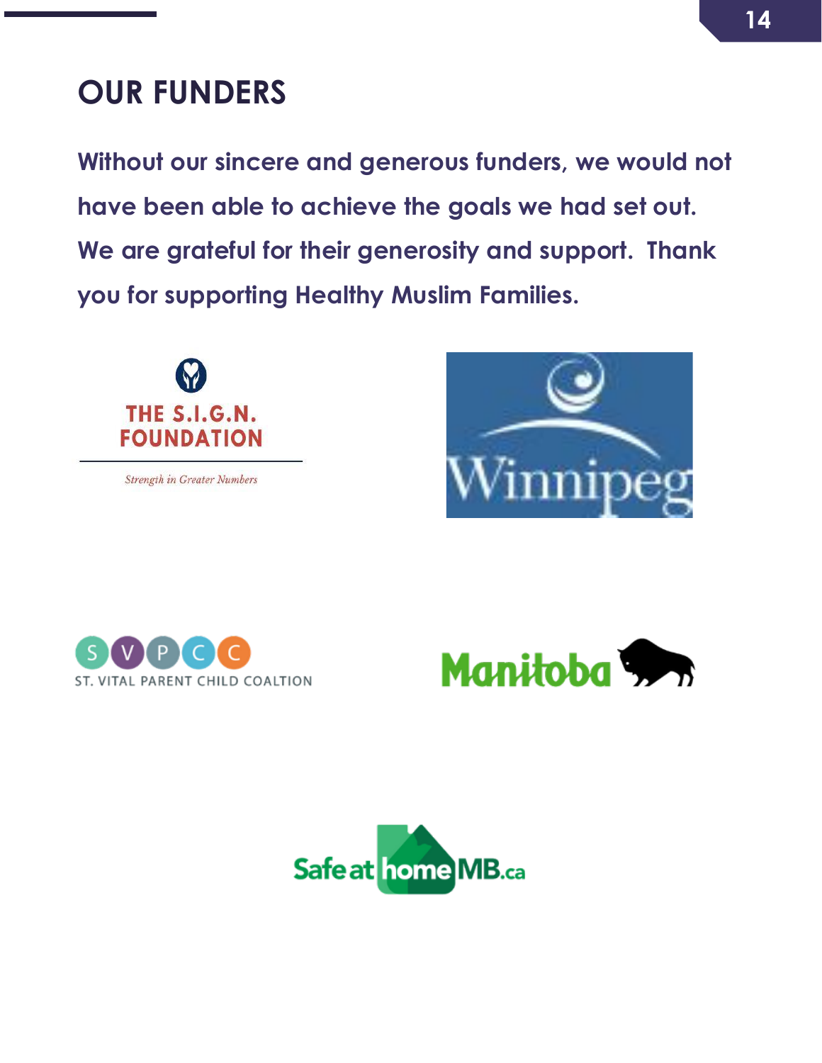# OUR FUNDERS

**Without our sincere and generous funders, we would not have been able to achieve the goals we had set out. We are grateful for their generosity and support. Thank you for supporting Healthy Muslim Families.**

THE S.I.G.N. FOUNDATION

*Strength in Greater Numbers*

Winnipeg

SVPCC

ST. VITAL PARENT CHILD COALTION

Manitoba

Safe at home MB.ca